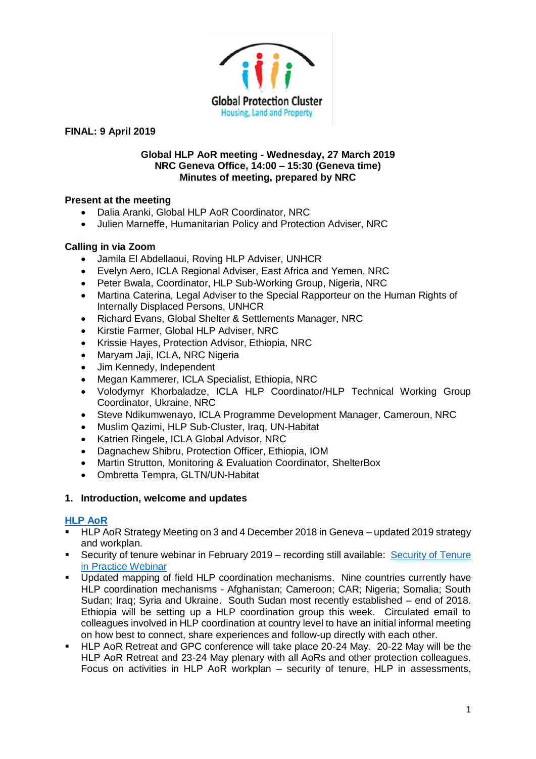Global Protection Cluster
Housing, Land and Property

**FINAL: 9 April 2019**

**Global HLP AoR meeting - Wednesday, 27 March 2019**
**NRC Geneva Office, 14:00 – 15:30 (Geneva time)**
**Minutes of meeting, prepared by NRC**

**Present at the meeting**

- Dalia Aranki, Global HLP AoR Coordinator, NRC
- Julien Marneffe, Humanitarian Policy and Protection Adviser, NRC

**Calling in via Zoom**

- Jamila El Abdellaoui, Roving HLP Adviser, UNHCR
- Evelyn Aero, ICLA Regional Adviser, East Africa and Yemen, NRC
- Peter Bwala, Coordinator, HLP Sub-Working Group, Nigeria, NRC
- Martina Caterina, Legal Adviser to the Special Rapporteur on the Human Rights of Internally Displaced Persons, UNHCR
- Richard Evans, Global Shelter & Settlements Manager, NRC
- Kirstie Farmer, Global HLP Adviser, NRC
- Krissie Hayes, Protection Advisor, Ethiopia, NRC
- Maryam Jaji, ICLA, NRC Nigeria
- Jim Kennedy, Independent
- Megan Kammerer, ICLA Specialist, Ethiopia, NRC
- Volodymyr Khorbaladze, ICLA HLP Coordinator/HLP Technical Working Group Coordinator, Ukraine, NRC
- Steve Ndikumwenayo, ICLA Programme Development Manager, Cameroun, NRC
- Muslim Qazimi, HLP Sub-Cluster, Iraq, UN-Habitat
- Katrien Ringele, ICLA Global Advisor, NRC
- Dagnachew Shibru, Protection Officer, Ethiopia, IOM
- Martin Strutton, Monitoring & Evaluation Coordinator, ShelterBox
- Ombretta Tempra, GLTN/UN-Habitat

## 1. Introduction, welcome and updates

**HLP AoR**

- HLP AoR Strategy Meeting on 3 and 4 December 2018 in Geneva – updated 2019 strategy and workplan.
- Security of tenure webinar in February 2019 – recording still available: Security of Tenure in Practice Webinar
- Updated mapping of field HLP coordination mechanisms. Nine countries currently have HLP coordination mechanisms - Afghanistan; Cameroon; CAR; Nigeria; Somalia; South Sudan; Iraq; Syria and Ukraine. South Sudan most recently established – end of 2018. Ethiopia will be setting up a HLP coordination group this week. Circulated email to colleagues involved in HLP coordination at country level to have an initial informal meeting on how best to connect, share experiences and follow-up directly with each other.
- HLP AoR Retreat and GPC conference will take place 20-24 May. 20-22 May will be the HLP AoR Retreat and 23-24 May plenary with all AoRs and other protection colleagues. Focus on activities in HLP AoR workplan – security of tenure, HLP in assessments,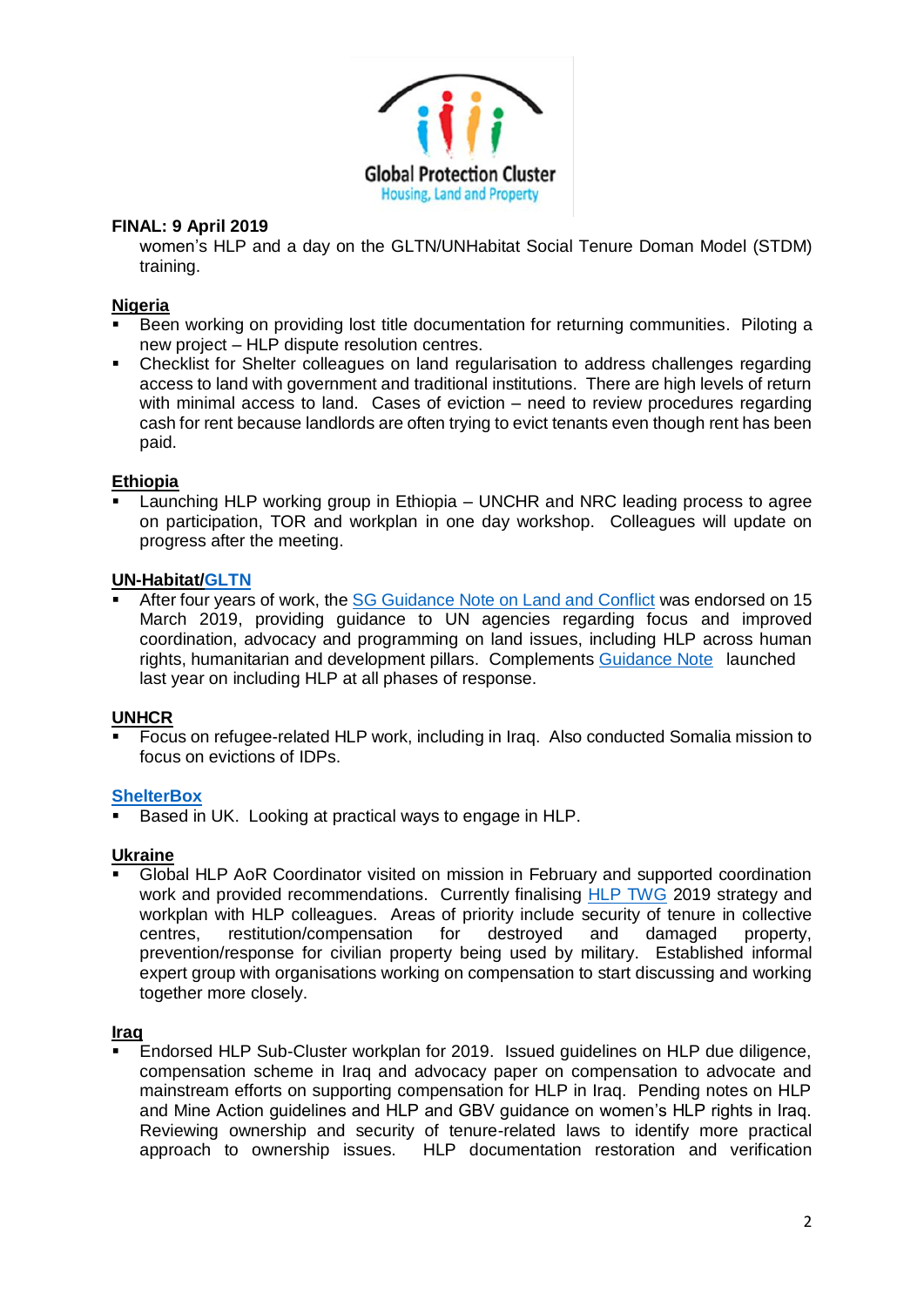**FINAL: 9 April 2019**

women's HLP and a day on the GLTN/UNHabitat Social Tenure Doman Model (STDM) training.

**Nigeria**

- Been working on providing lost title documentation for returning communities. Piloting a new project – HLP dispute resolution centres.
- Checklist for Shelter colleagues on land regularisation to address challenges regarding access to land with government and traditional institutions. There are high levels of return with minimal access to land. Cases of eviction – need to review procedures regarding cash for rent because landlords are often trying to evict tenants even though rent has been paid.

**Ethiopia**

- Launching HLP working group in Ethiopia – UNCHR and NRC leading process to agree on participation, TOR and workplan in one day workshop. Colleagues will update on progress after the meeting.

**UN-Habitat/GLTN**

- After four years of work, the SG Guidance Note on Land and Conflict was endorsed on 15 March 2019, providing guidance to UN agencies regarding focus and improved coordination, advocacy and programming on land issues, including HLP across human rights, humanitarian and development pillars. Complements Guidance Note launched last year on including HLP at all phases of response.

**UNHCR**

- Focus on refugee-related HLP work, including in Iraq. Also conducted Somalia mission to focus on evictions of IDPs.

**ShelterBox**

- Based in UK. Looking at practical ways to engage in HLP.

**Ukraine**

- Global HLP AoR Coordinator visited on mission in February and supported coordination work and provided recommendations. Currently finalising HLP TWG 2019 strategy and workplan with HLP colleagues. Areas of priority include security of tenure in collective centres, restitution/compensation for destroyed and damaged property, prevention/response for civilian property being used by military. Established informal expert group with organisations working on compensation to start discussing and working together more closely.

**Iraq**

- Endorsed HLP Sub-Cluster workplan for 2019. Issued guidelines on HLP due diligence, compensation scheme in Iraq and advocacy paper on compensation to advocate and mainstream efforts on supporting compensation for HLP in Iraq. Pending notes on HLP and Mine Action guidelines and HLP and GBV guidance on women's HLP rights in Iraq. Reviewing ownership and security of tenure-related laws to identify more practical approach to ownership issues. HLP documentation restoration and verification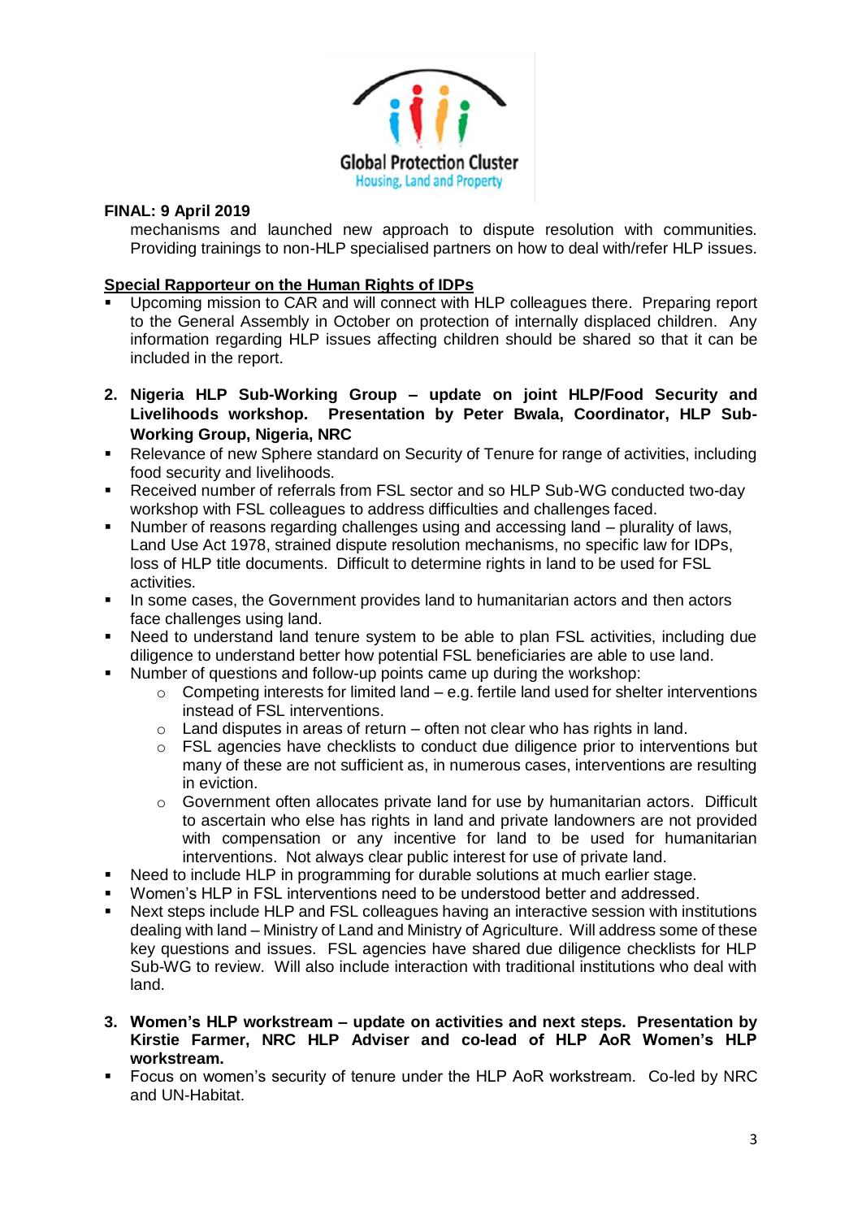**FINAL: 9 April 2019**

mechanisms and launched new approach to dispute resolution with communities. Providing trainings to non-HLP specialised partners on how to deal with/refer HLP issues.

**Special Rapporteur on the Human Rights of IDPs**

- Upcoming mission to CAR and will connect with HLP colleagues there. Preparing report to the General Assembly in October on protection of internally displaced children. Any information regarding HLP issues affecting children should be shared so that it can be included in the report.

2. **Nigeria HLP Sub-Working Group – update on joint HLP/Food Security and Livelihoods workshop. Presentation by Peter Bwala, Coordinator, HLP Sub-Working Group, Nigeria, NRC**

- Relevance of new Sphere standard on Security of Tenure for range of activities, including food security and livelihoods.
- Received number of referrals from FSL sector and so HLP Sub-WG conducted two-day workshop with FSL colleagues to address difficulties and challenges faced.
- Number of reasons regarding challenges using and accessing land – plurality of laws, Land Use Act 1978, strained dispute resolution mechanisms, no specific law for IDPs, loss of HLP title documents. Difficult to determine rights in land to be used for FSL activities.
- In some cases, the Government provides land to humanitarian actors and then actors face challenges using land.
- Need to understand land tenure system to be able to plan FSL activities, including due diligence to understand better how potential FSL beneficiaries are able to use land.
- Number of questions and follow-up points came up during the workshop:
  - Competing interests for limited land – e.g. fertile land used for shelter interventions instead of FSL interventions.
  - Land disputes in areas of return – often not clear who has rights in land.
  - FSL agencies have checklists to conduct due diligence prior to interventions but many of these are not sufficient as, in numerous cases, interventions are resulting in eviction.
  - Government often allocates private land for use by humanitarian actors. Difficult to ascertain who else has rights in land and private landowners are not provided with compensation or any incentive for land to be used for humanitarian interventions. Not always clear public interest for use of private land.
- Need to include HLP in programming for durable solutions at much earlier stage.
- Women's HLP in FSL interventions need to be understood better and addressed.
- Next steps include HLP and FSL colleagues having an interactive session with institutions dealing with land – Ministry of Land and Ministry of Agriculture. Will address some of these key questions and issues. FSL agencies have shared due diligence checklists for HLP Sub-WG to review. Will also include interaction with traditional institutions who deal with land.

3. **Women's HLP workstream – update on activities and next steps. Presentation by Kirstie Farmer, NRC HLP Adviser and co-lead of HLP AoR Women's HLP workstream.**

- Focus on women's security of tenure under the HLP AoR workstream. Co-led by NRC and UN-Habitat.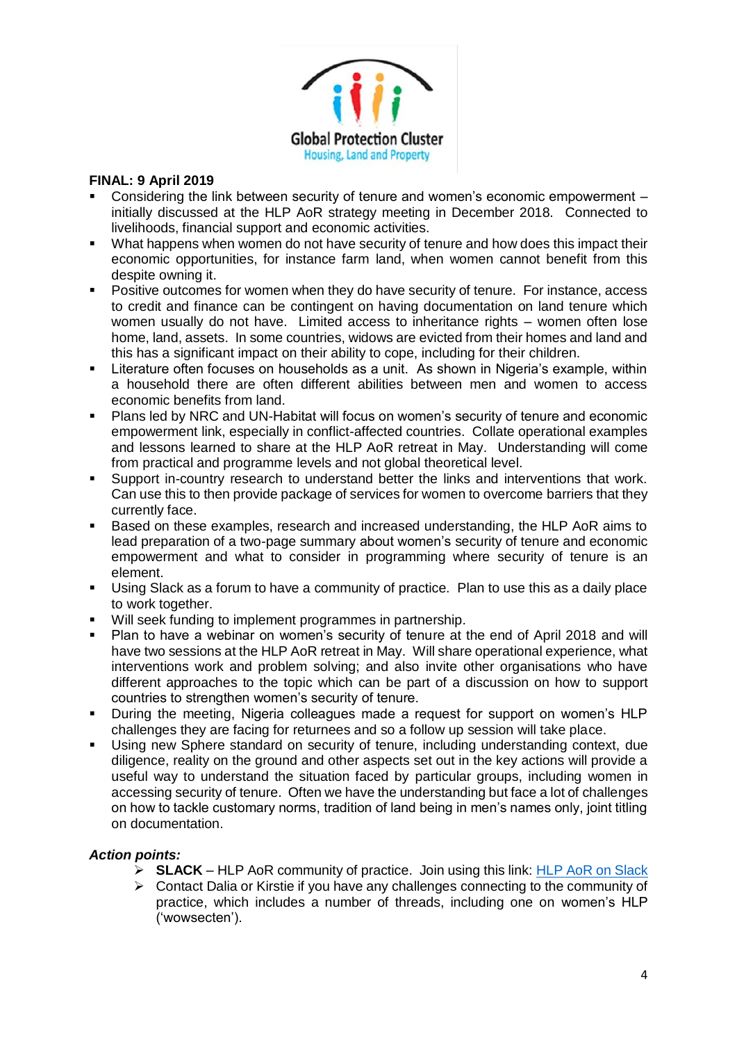Global Protection Cluster
Housing, Land and Property

**FINAL: 9 April 2019**

- Considering the link between security of tenure and women's economic empowerment – initially discussed at the HLP AoR strategy meeting in December 2018. Connected to livelihoods, financial support and economic activities.
- What happens when women do not have security of tenure and how does this impact their economic opportunities, for instance farm land, when women cannot benefit from this despite owning it.
- Positive outcomes for women when they do have security of tenure. For instance, access to credit and finance can be contingent on having documentation on land tenure which women usually do not have. Limited access to inheritance rights – women often lose home, land, assets. In some countries, widows are evicted from their homes and land and this has a significant impact on their ability to cope, including for their children.
- Literature often focuses on households as a unit. As shown in Nigeria's example, within a household there are often different abilities between men and women to access economic benefits from land.
- Plans led by NRC and UN-Habitat will focus on women's security of tenure and economic empowerment link, especially in conflict-affected countries. Collate operational examples and lessons learned to share at the HLP AoR retreat in May. Understanding will come from practical and programme levels and not global theoretical level.
- Support in-country research to understand better the links and interventions that work. Can use this to then provide package of services for women to overcome barriers that they currently face.
- Based on these examples, research and increased understanding, the HLP AoR aims to lead preparation of a two-page summary about women's security of tenure and economic empowerment and what to consider in programming where security of tenure is an element.
- Using Slack as a forum to have a community of practice. Plan to use this as a daily place to work together.
- Will seek funding to implement programmes in partnership.
- Plan to have a webinar on women's security of tenure at the end of April 2018 and will have two sessions at the HLP AoR retreat in May. Will share operational experience, what interventions work and problem solving; and also invite other organisations who have different approaches to the topic which can be part of a discussion on how to support countries to strengthen women's security of tenure.
- During the meeting, Nigeria colleagues made a request for support on women's HLP challenges they are facing for returnees and so a follow up session will take place.
- Using new Sphere standard on security of tenure, including understanding context, due diligence, reality on the ground and other aspects set out in the key actions will provide a useful way to understand the situation faced by particular groups, including women in accessing security of tenure. Often we have the understanding but face a lot of challenges on how to tackle customary norms, tradition of land being in men's names only, joint titling on documentation.

***Action points:***

- **SLACK** – HLP AoR community of practice. Join using this link: HLP AoR on Slack
- Contact Dalia or Kirstie if you have any challenges connecting to the community of practice, which includes a number of threads, including one on women's HLP ('wowsecten').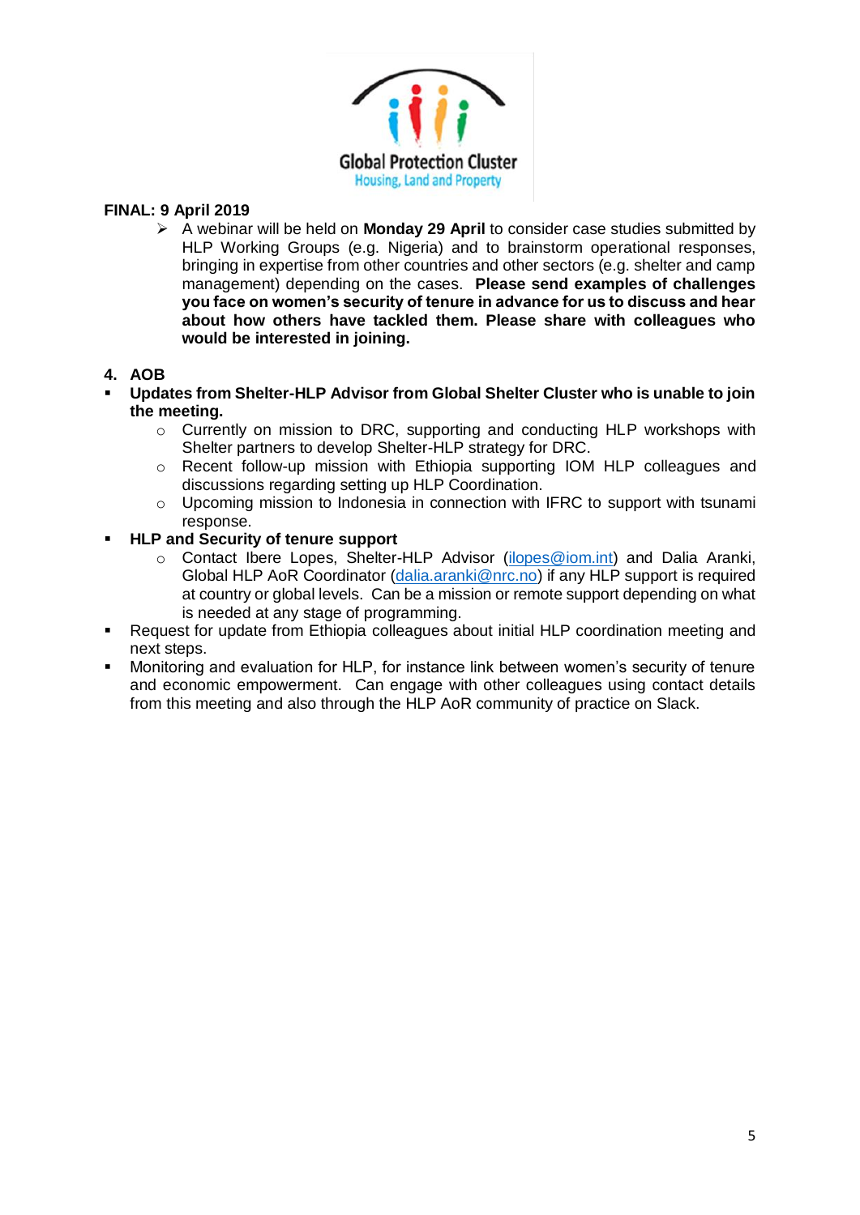**FINAL: 9 April 2019**

- A webinar will be held on **Monday 29 April** to consider case studies submitted by HLP Working Groups (e.g. Nigeria) and to brainstorm operational responses, bringing in expertise from other countries and other sectors (e.g. shelter and camp management) depending on the cases. **Please send examples of challenges you face on women's security of tenure in advance for us to discuss and hear about how others have tackled them. Please share with colleagues who would be interested in joining.**

## 4. AOB

- **Updates from Shelter-HLP Advisor from Global Shelter Cluster who is unable to join the meeting.**
  - Currently on mission to DRC, supporting and conducting HLP workshops with Shelter partners to develop Shelter-HLP strategy for DRC.
  - Recent follow-up mission with Ethiopia supporting IOM HLP colleagues and discussions regarding setting up HLP Coordination.
  - Upcoming mission to Indonesia in connection with IFRC to support with tsunami response.
- **HLP and Security of tenure support**
  - Contact Ibere Lopes, Shelter-HLP Advisor (ilopes@iom.int) and Dalia Aranki, Global HLP AoR Coordinator (dalia.aranki@nrc.no) if any HLP support is required at country or global levels. Can be a mission or remote support depending on what is needed at any stage of programming.
- Request for update from Ethiopia colleagues about initial HLP coordination meeting and next steps.
- Monitoring and evaluation for HLP, for instance link between women's security of tenure and economic empowerment. Can engage with other colleagues using contact details from this meeting and also through the HLP AoR community of practice on Slack.